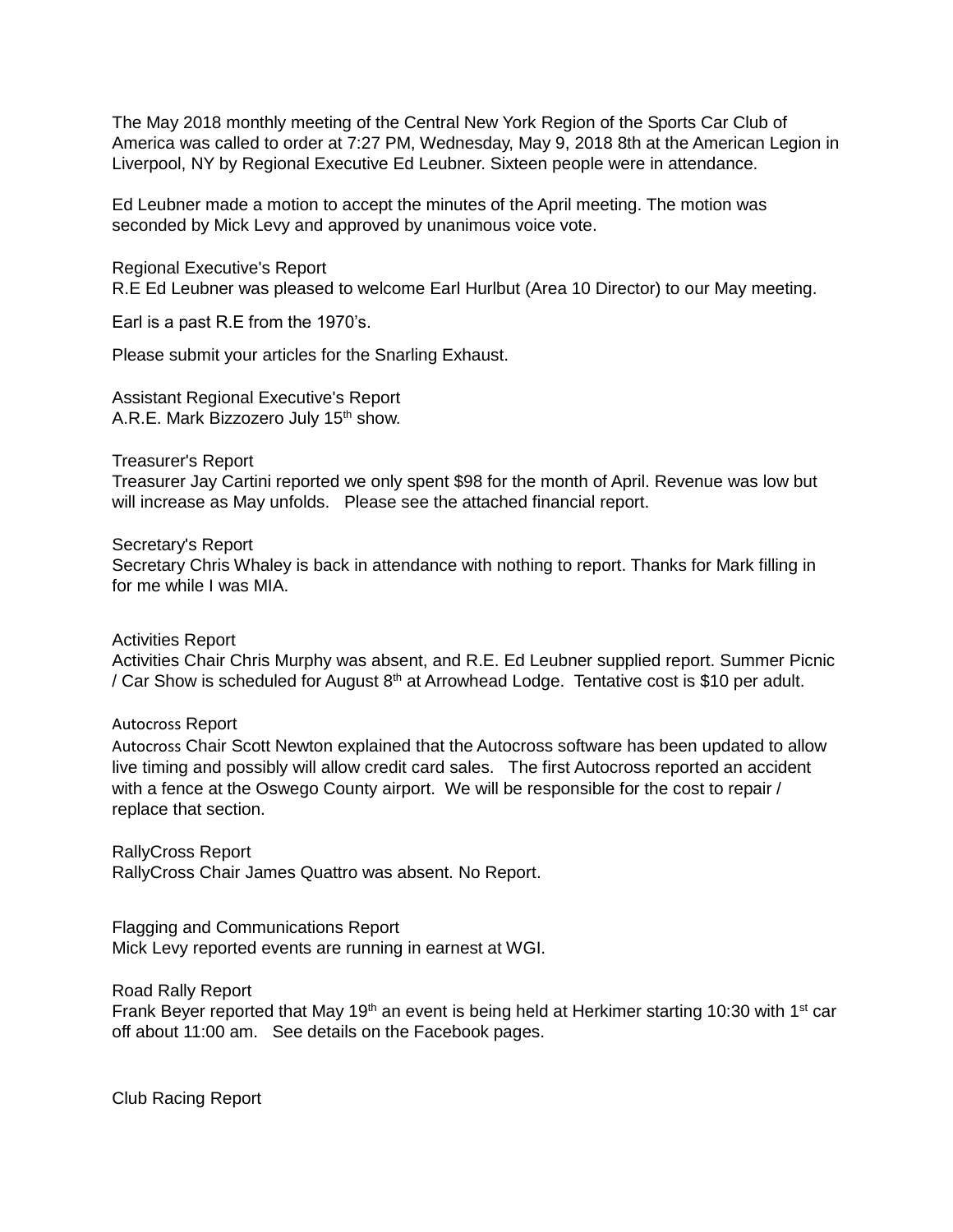The May 2018 monthly meeting of the Central New York Region of the Sports Car Club of America was called to order at 7:27 PM, Wednesday, May 9, 2018 8th at the American Legion in Liverpool, NY by Regional Executive Ed Leubner. Sixteen people were in attendance.

Ed Leubner made a motion to accept the minutes of the April meeting. The motion was seconded by Mick Levy and approved by unanimous voice vote.

Regional Executive's Report
R.E Ed Leubner was pleased to welcome Earl Hurlbut (Area 10 Director) to our May meeting.

Earl is a past R.E from the 1970's.

Please submit your articles for the Snarling Exhaust.

Assistant Regional Executive's Report
A.R.E. Mark Bizzozero July 15th show.

Treasurer's Report
Treasurer Jay Cartini reported we only spent $98 for the month of April. Revenue was low but will increase as May unfolds. Please see the attached financial report.

Secretary's Report
Secretary Chris Whaley is back in attendance with nothing to report. Thanks for Mark filling in for me while I was MIA.

Activities Report
Activities Chair Chris Murphy was absent, and R.E. Ed Leubner supplied report. Summer Picnic / Car Show is scheduled for August 8th at Arrowhead Lodge. Tentative cost is $10 per adult.

Autocross Report
Autocross Chair Scott Newton explained that the Autocross software has been updated to allow live timing and possibly will allow credit card sales. The first Autocross reported an accident with a fence at the Oswego County airport. We will be responsible for the cost to repair / replace that section.

RallyCross Report
RallyCross Chair James Quattro was absent. No Report.

Flagging and Communications Report
Mick Levy reported events are running in earnest at WGI.

Road Rally Report
Frank Beyer reported that May 19th an event is being held at Herkimer starting 10:30 with 1st car off about 11:00 am. See details on the Facebook pages.

Club Racing Report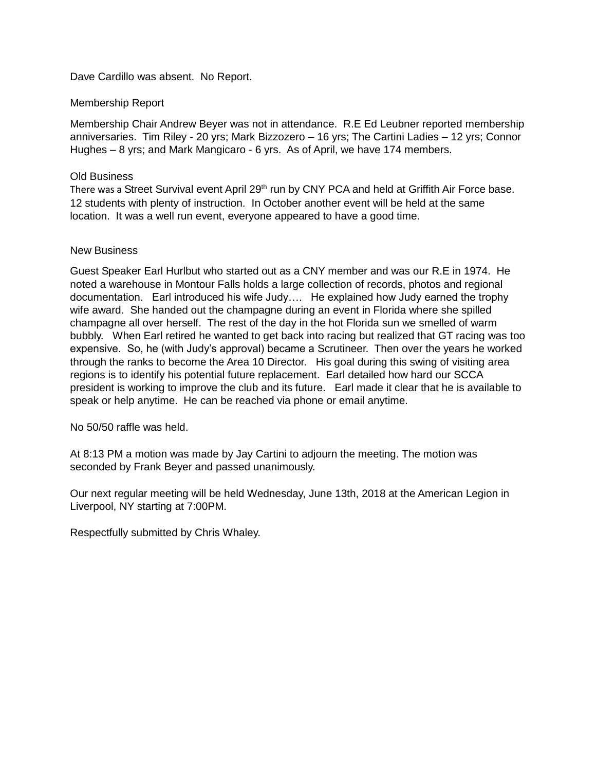Dave Cardillo was absent. No Report.

## Membership Report

Membership Chair Andrew Beyer was not in attendance. R.E Ed Leubner reported membership anniversaries. Tim Riley - 20 yrs; Mark Bizzozero – 16 yrs; The Cartini Ladies – 12 yrs; Connor Hughes – 8 yrs; and Mark Mangicaro - 6 yrs. As of April, we have 174 members.

## Old Business

There was a Street Survival event April 29th run by CNY PCA and held at Griffith Air Force base. 12 students with plenty of instruction. In October another event will be held at the same location. It was a well run event, everyone appeared to have a good time.

## New Business

Guest Speaker Earl Hurlbut who started out as a CNY member and was our R.E in 1974. He noted a warehouse in Montour Falls holds a large collection of records, photos and regional documentation. Earl introduced his wife Judy…. He explained how Judy earned the trophy wife award. She handed out the champagne during an event in Florida where she spilled champagne all over herself. The rest of the day in the hot Florida sun we smelled of warm bubbly. When Earl retired he wanted to get back into racing but realized that GT racing was too expensive. So, he (with Judy's approval) became a Scrutineer. Then over the years he worked through the ranks to become the Area 10 Director. His goal during this swing of visiting area regions is to identify his potential future replacement. Earl detailed how hard our SCCA president is working to improve the club and its future. Earl made it clear that he is available to speak or help anytime. He can be reached via phone or email anytime.

No 50/50 raffle was held.

At 8:13 PM a motion was made by Jay Cartini to adjourn the meeting. The motion was seconded by Frank Beyer and passed unanimously.

Our next regular meeting will be held Wednesday, June 13th, 2018 at the American Legion in Liverpool, NY starting at 7:00PM.

Respectfully submitted by Chris Whaley.